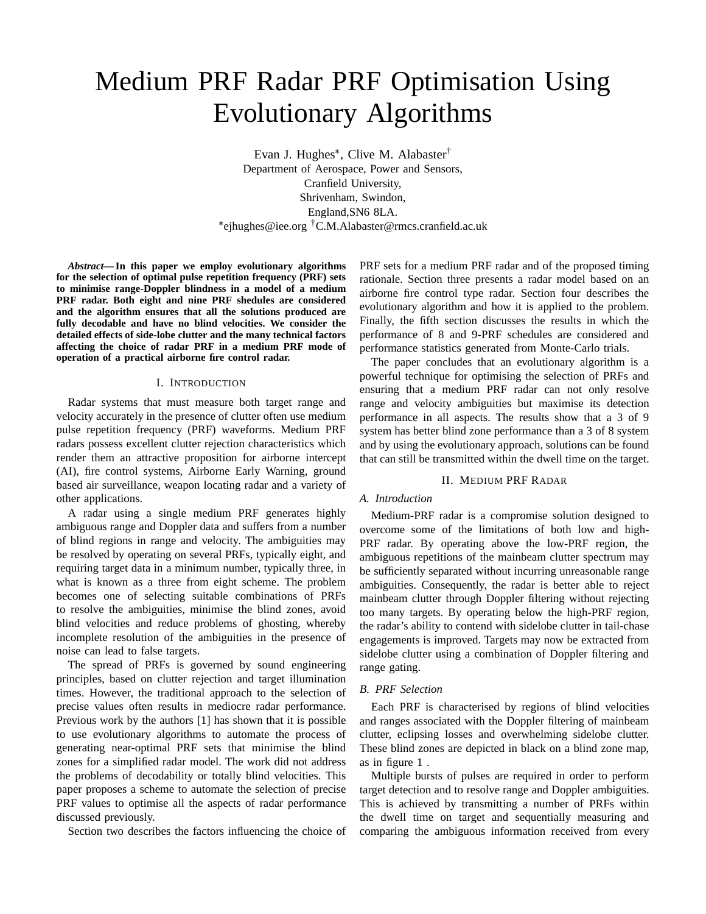// Medium PRF Radar PRF Optimisation Using Evolutionary Algorithms

Evan J. Hughes*, Clive M. Alabaster†
Department of Aerospace, Power and Sensors,
Cranfield University,
Shrivenham, Swindon,
England,SN6 8LA.
*ejhughes@iee.org †C.M.Alabaster@rmcs.cranfield.ac.uk

***Abstract*— In this paper we employ evolutionary algorithms for the selection of optimal pulse repetition frequency (PRF) sets to minimise range-Doppler blindness in a model of a medium PRF radar. Both eight and nine PRF shedules are considered and the algorithm ensures that all the solutions produced are fully decodable and have no blind velocities. We consider the detailed effects of side-lobe clutter and the many technical factors affecting the choice of radar PRF in a medium PRF mode of operation of a practical airborne fire control radar.**

## I. Introduction

Radar systems that must measure both target range and velocity accurately in the presence of clutter often use medium pulse repetition frequency (PRF) waveforms. Medium PRF radars possess excellent clutter rejection characteristics which render them an attractive proposition for airborne intercept (AI), fire control systems, Airborne Early Warning, ground based air surveillance, weapon locating radar and a variety of other applications.

A radar using a single medium PRF generates highly ambiguous range and Doppler data and suffers from a number of blind regions in range and velocity. The ambiguities may be resolved by operating on several PRFs, typically eight, and requiring target data in a minimum number, typically three, in what is known as a three from eight scheme. The problem becomes one of selecting suitable combinations of PRFs to resolve the ambiguities, minimise the blind zones, avoid blind velocities and reduce problems of ghosting, whereby incomplete resolution of the ambiguities in the presence of noise can lead to false targets.

The spread of PRFs is governed by sound engineering principles, based on clutter rejection and target illumination times. However, the traditional approach to the selection of precise values often results in mediocre radar performance. Previous work by the authors [1] has shown that it is possible to use evolutionary algorithms to automate the process of generating near-optimal PRF sets that minimise the blind zones for a simplified radar model. The work did not address the problems of decodability or totally blind velocities. This paper proposes a scheme to automate the selection of precise PRF values to optimise all the aspects of radar performance discussed previously.

Section two describes the factors influencing the choice of PRF sets for a medium PRF radar and of the proposed timing rationale. Section three presents a radar model based on an airborne fire control type radar. Section four describes the evolutionary algorithm and how it is applied to the problem. Finally, the fifth section discusses the results in which the performance of 8 and 9-PRF schedules are considered and performance statistics generated from Monte-Carlo trials.

The paper concludes that an evolutionary algorithm is a powerful technique for optimising the selection of PRFs and ensuring that a medium PRF radar can not only resolve range and velocity ambiguities but maximise its detection performance in all aspects. The results show that a 3 of 9 system has better blind zone performance than a 3 of 8 system and by using the evolutionary approach, solutions can be found that can still be transmitted within the dwell time on the target.

## II. Medium PRF Radar

### A. Introduction

Medium-PRF radar is a compromise solution designed to overcome some of the limitations of both low and high-PRF radar. By operating above the low-PRF region, the ambiguous repetitions of the mainbeam clutter spectrum may be sufficiently separated without incurring unreasonable range ambiguities. Consequently, the radar is better able to reject mainbeam clutter through Doppler filtering without rejecting too many targets. By operating below the high-PRF region, the radar's ability to contend with sidelobe clutter in tail-chase engagements is improved. Targets may now be extracted from sidelobe clutter using a combination of Doppler filtering and range gating.

### B. PRF Selection

Each PRF is characterised by regions of blind velocities and ranges associated with the Doppler filtering of mainbeam clutter, eclipsing losses and overwhelming sidelobe clutter. These blind zones are depicted in black on a blind zone map, as in figure 1 .

Multiple bursts of pulses are required in order to perform target detection and to resolve range and Doppler ambiguities. This is achieved by transmitting a number of PRFs within the dwell time on target and sequentially measuring and comparing the ambiguous information received from every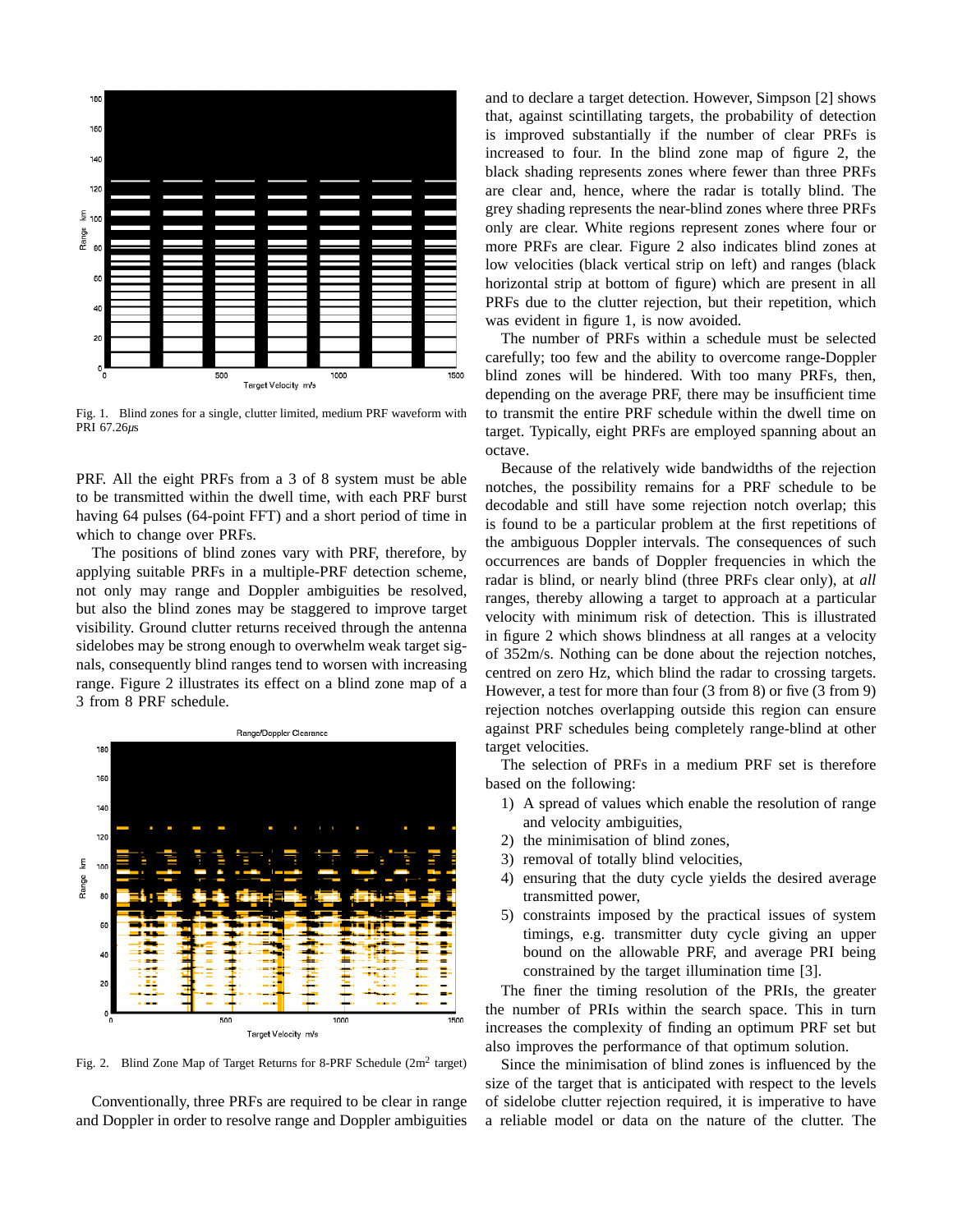180

160

140

120

100

80

60

40

20

0

Range km

0

500

1000

1500

Target Velocity m/s

Fig. 1. Blind zones for a single, clutter limited, medium PRF waveform with PRI 67.26$\mu s$

PRF. All the eight PRFs from a 3 of 8 system must be able to be transmitted within the dwell time, with each PRF burst having 64 pulses (64-point FFT) and a short period of time in which to change over PRFs.

The positions of blind zones vary with PRF, therefore, by applying suitable PRFs in a multiple-PRF detection scheme, not only may range and Doppler ambiguities be resolved, but also the blind zones may be staggered to improve target visibility. Ground clutter returns received through the antenna sidelobes may be strong enough to overwhelm weak target signals, consequently blind ranges tend to worsen with increasing range. Figure 2 illustrates its effect on a blind zone map of a 3 from 8 PRF schedule.

Range/Doppler Clearance

180

160

140

120

100

80

60

40

20

0

Range km

0

500

1000

1500

Target Velocity m/s

Fig. 2. Blind Zone Map of Target Returns for 8-PRF Schedule (2m$^2$ target)

Conventionally, three PRFs are required to be clear in range and Doppler in order to resolve range and Doppler ambiguities and to declare a target detection. However, Simpson [2] shows that, against scintillating targets, the probability of detection is improved substantially if the number of clear PRFs is increased to four. In the blind zone map of figure 2, the black shading represents zones where fewer than three PRFs are clear and, hence, where the radar is totally blind. The grey shading represents the near-blind zones where three PRFs only are clear. White regions represent zones where four or more PRFs are clear. Figure 2 also indicates blind zones at low velocities (black vertical strip on left) and ranges (black horizontal strip at bottom of figure) which are present in all PRFs due to the clutter rejection, but their repetition, which was evident in figure 1, is now avoided.

The number of PRFs within a schedule must be selected carefully; too few and the ability to overcome range-Doppler blind zones will be hindered. With too many PRFs, then, depending on the average PRF, there may be insufficient time to transmit the entire PRF schedule within the dwell time on target. Typically, eight PRFs are employed spanning about an octave.

Because of the relatively wide bandwidths of the rejection notches, the possibility remains for a PRF schedule to be decodable and still have some rejection notch overlap; this is found to be a particular problem at the first repetitions of the ambiguous Doppler intervals. The consequences of such occurrences are bands of Doppler frequencies in which the radar is blind, or nearly blind (three PRFs clear only), at *all* ranges, thereby allowing a target to approach at a particular velocity with minimum risk of detection. This is illustrated in figure 2 which shows blindness at all ranges at a velocity of 352m/s. Nothing can be done about the rejection notches, centred on zero Hz, which blind the radar to crossing targets. However, a test for more than four (3 from 8) or five (3 from 9) rejection notches overlapping outside this region can ensure against PRF schedules being completely range-blind at other target velocities.

The selection of PRFs in a medium PRF set is therefore based on the following:

1) A spread of values which enable the resolution of range and velocity ambiguities,
2) the minimisation of blind zones,
3) removal of totally blind velocities,
4) ensuring that the duty cycle yields the desired average transmitted power,
5) constraints imposed by the practical issues of system timings, e.g. transmitter duty cycle giving an upper bound on the allowable PRF, and average PRI being constrained by the target illumination time [3].

The finer the timing resolution of the PRIs, the greater the number of PRIs within the search space. This in turn increases the complexity of finding an optimum PRF set but also improves the performance of that optimum solution.

Since the minimisation of blind zones is influenced by the size of the target that is anticipated with respect to the levels of sidelobe clutter rejection required, it is imperative to have a reliable model or data on the nature of the clutter. The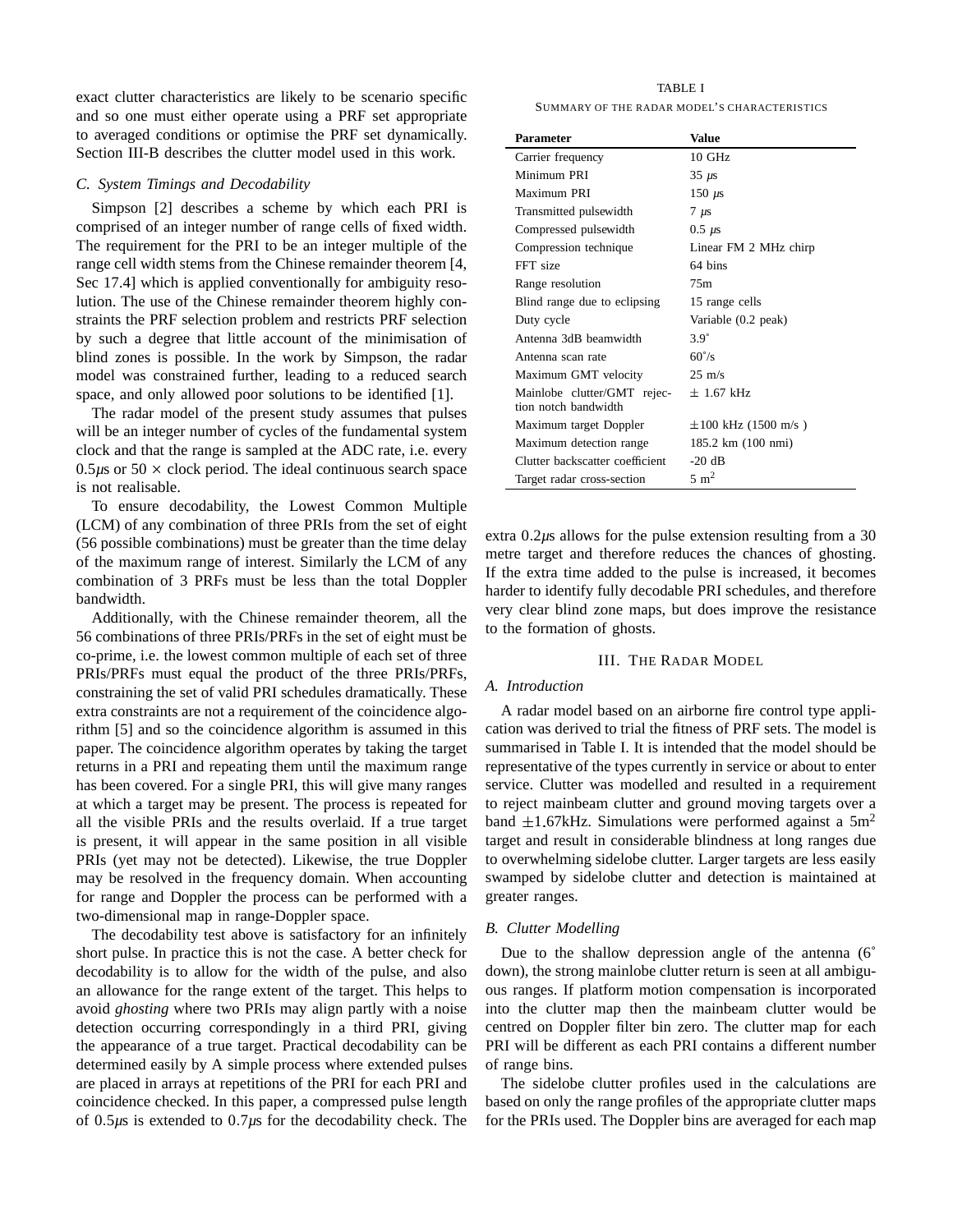exact clutter characteristics are likely to be scenario specific and so one must either operate using a PRF set appropriate to averaged conditions or optimise the PRF set dynamically. Section III-B describes the clutter model used in this work.

### C. System Timings and Decodability

Simpson [2] describes a scheme by which each PRI is comprised of an integer number of range cells of fixed width. The requirement for the PRI to be an integer multiple of the range cell width stems from the Chinese remainder theorem [4, Sec 17.4] which is applied conventionally for ambiguity resolution. The use of the Chinese remainder theorem highly constraints the PRF selection problem and restricts PRF selection by such a degree that little account of the minimisation of blind zones is possible. In the work by Simpson, the radar model was constrained further, leading to a reduced search space, and only allowed poor solutions to be identified [1].

The radar model of the present study assumes that pulses will be an integer number of cycles of the fundamental system clock and that the range is sampled at the ADC rate, i.e. every $0.5\mu s$ or $50 \times$ clock period. The ideal continuous search space is not realisable.

To ensure decodability, the Lowest Common Multiple (LCM) of any combination of three PRIs from the set of eight (56 possible combinations) must be greater than the time delay of the maximum range of interest. Similarly the LCM of any combination of 3 PRFs must be less than the total Doppler bandwidth.

Additionally, with the Chinese remainder theorem, all the 56 combinations of three PRIs/PRFs in the set of eight must be co-prime, i.e. the lowest common multiple of each set of three PRIs/PRFs must equal the product of the three PRIs/PRFs, constraining the set of valid PRI schedules dramatically. These extra constraints are not a requirement of the coincidence algorithm [5] and so the coincidence algorithm is assumed in this paper. The coincidence algorithm operates by taking the target returns in a PRI and repeating them until the maximum range has been covered. For a single PRI, this will give many ranges at which a target may be present. The process is repeated for all the visible PRIs and the results overlaid. If a true target is present, it will appear in the same position in all visible PRIs (yet may not be detected). Likewise, the true Doppler may be resolved in the frequency domain. When accounting for range and Doppler the process can be performed with a two-dimensional map in range-Doppler space.

The decodability test above is satisfactory for an infinitely short pulse. In practice this is not the case. A better check for decodability is to allow for the width of the pulse, and also an allowance for the range extent of the target. This helps to avoid *ghosting* where two PRIs may align partly with a noise detection occurring correspondingly in a third PRI, giving the appearance of a true target. Practical decodability can be determined easily by A simple process where extended pulses are placed in arrays at repetitions of the PRI for each PRI and coincidence checked. In this paper, a compressed pulse length of $0.5\mu s$ is extended to $0.7\mu s$ for the decodability check. The extra $0.2\mu s$ allows for the pulse extension resulting from a 30 metre target and therefore reduces the chances of ghosting. If the extra time added to the pulse is increased, it becomes harder to identify fully decodable PRI schedules, and therefore very clear blind zone maps, but does improve the resistance to the formation of ghosts.

TABLE I

SUMMARY OF THE RADAR MODEL'S CHARACTERISTICS

| Parameter | Value |
|---|---|
| Carrier frequency | 10 GHz |
| Minimum PRI | 35 $\mu s$ |
| Maximum PRI | 150 $\mu s$ |
| Transmitted pulsewidth | 7 $\mu s$ |
| Compressed pulsewidth | 0.5 $\mu s$ |
| Compression technique | Linear FM 2 MHz chirp |
| FFT size | 64 bins |
| Range resolution | 75m |
| Blind range due to eclipsing | 15 range cells |
| Duty cycle | Variable (0.2 peak) |
| Antenna 3dB beamwidth | 3.9˚ |
| Antenna scan rate | 60˚/s |
| Maximum GMT velocity | 25 m/s |
| Mainlobe clutter/GMT rejection notch bandwidth | $\pm$ 1.67 kHz |
| Maximum target Doppler | $\pm$100 kHz (1500 m/s ) |
| Maximum detection range | 185.2 km (100 nmi) |
| Clutter backscatter coefficient | -20 dB |
| Target radar cross-section | 5 $m^2$ |

## III. The Radar Model

### A. Introduction

A radar model based on an airborne fire control type application was derived to trial the fitness of PRF sets. The model is summarised in Table I. It is intended that the model should be representative of the types currently in service or about to enter service. Clutter was modelled and resulted in a requirement to reject mainbeam clutter and ground moving targets over a band $\pm$1.67kHz. Simulations were performed against a $5m^2$ target and result in considerable blindness at long ranges due to overwhelming sidelobe clutter. Larger targets are less easily swamped by sidelobe clutter and detection is maintained at greater ranges.

### B. Clutter Modelling

Due to the shallow depression angle of the antenna (6˚ down), the strong mainlobe clutter return is seen at all ambiguous ranges. If platform motion compensation is incorporated into the clutter map then the mainbeam clutter would be centred on Doppler filter bin zero. The clutter map for each PRI will be different as each PRI contains a different number of range bins.

The sidelobe clutter profiles used in the calculations are based on only the range profiles of the appropriate clutter maps for the PRIs used. The Doppler bins are averaged for each map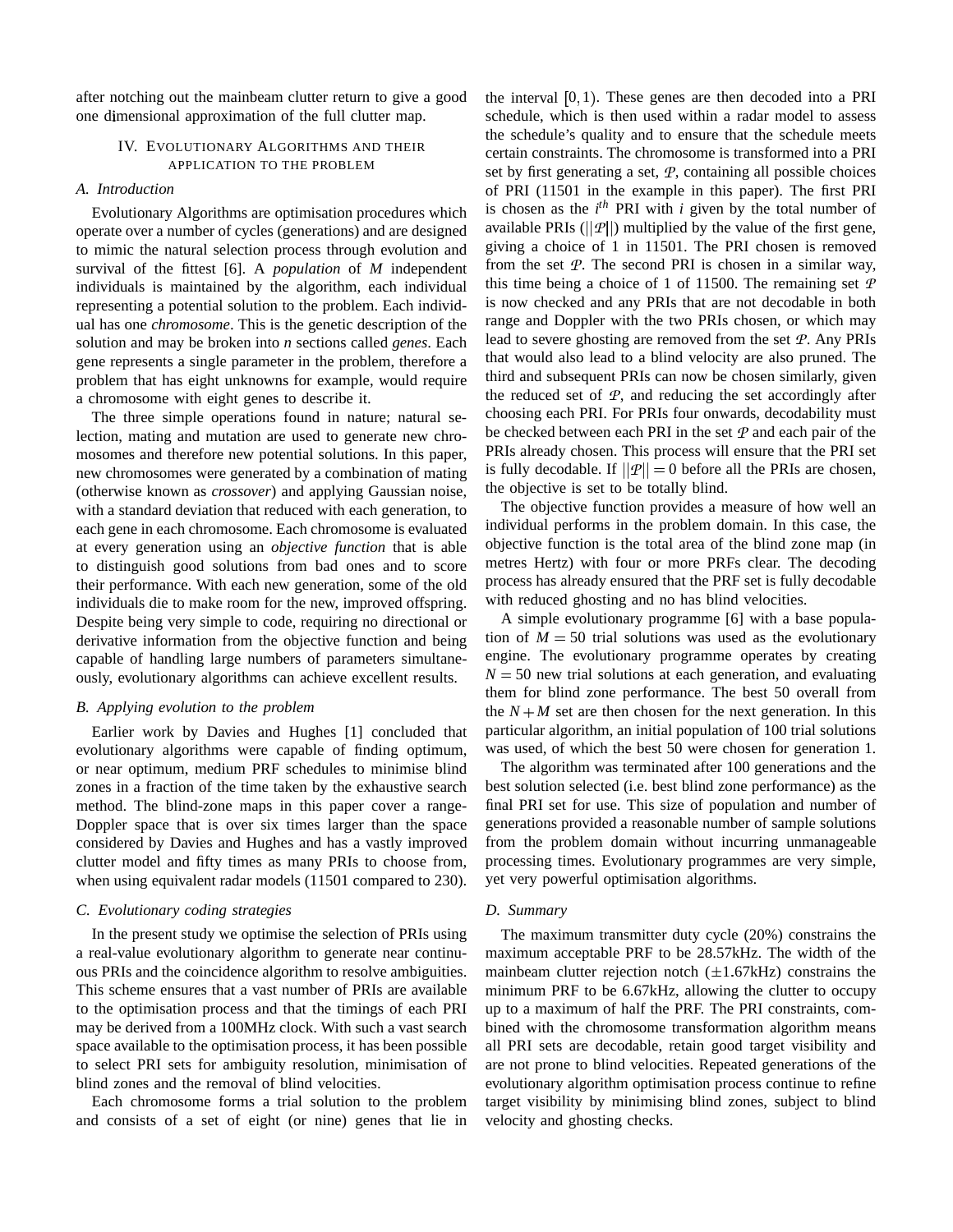after notching out the mainbeam clutter return to give a good one dimensional approximation of the full clutter map.

## IV. Evolutionary Algorithms and their application to the problem

### A. Introduction

Evolutionary Algorithms are optimisation procedures which operate over a number of cycles (generations) and are designed to mimic the natural selection process through evolution and survival of the fittest [6]. A *population* of $M$ independent individuals is maintained by the algorithm, each individual representing a potential solution to the problem. Each individual has one *chromosome*. This is the genetic description of the solution and may be broken into $n$ sections called *genes*. Each gene represents a single parameter in the problem, therefore a problem that has eight unknowns for example, would require a chromosome with eight genes to describe it.

The three simple operations found in nature; natural selection, mating and mutation are used to generate new chromosomes and therefore new potential solutions. In this paper, new chromosomes were generated by a combination of mating (otherwise known as *crossover*) and applying Gaussian noise, with a standard deviation that reduced with each generation, to each gene in each chromosome. Each chromosome is evaluated at every generation using an *objective function* that is able to distinguish good solutions from bad ones and to score their performance. With each new generation, some of the old individuals die to make room for the new, improved offspring. Despite being very simple to code, requiring no directional or derivative information from the objective function and being capable of handling large numbers of parameters simultaneously, evolutionary algorithms can achieve excellent results.

### B. Applying evolution to the problem

Earlier work by Davies and Hughes [1] concluded that evolutionary algorithms were capable of finding optimum, or near optimum, medium PRF schedules to minimise blind zones in a fraction of the time taken by the exhaustive search method. The blind-zone maps in this paper cover a range-Doppler space that is over six times larger than the space considered by Davies and Hughes and has a vastly improved clutter model and fifty times as many PRIs to choose from, when using equivalent radar models (11501 compared to 230).

### C. Evolutionary coding strategies

In the present study we optimise the selection of PRIs using a real-value evolutionary algorithm to generate near continuous PRIs and the coincidence algorithm to resolve ambiguities. This scheme ensures that a vast number of PRIs are available to the optimisation process and that the timings of each PRI may be derived from a 100MHz clock. With such a vast search space available to the optimisation process, it has been possible to select PRI sets for ambiguity resolution, minimisation of blind zones and the removal of blind velocities.

Each chromosome forms a trial solution to the problem and consists of a set of eight (or nine) genes that lie in the interval $[0, 1)$. These genes are then decoded into a PRI schedule, which is then used within a radar model to assess the schedule's quality and to ensure that the schedule meets certain constraints. The chromosome is transformed into a PRI set by first generating a set, $\mathcal{P}$, containing all possible choices of PRI (11501 in the example in this paper). The first PRI is chosen as the $i^{th}$ PRI with $i$ given by the total number of available PRIs ($||\mathcal{P}||$) multiplied by the value of the first gene, giving a choice of 1 in 11501. The PRI chosen is removed from the set $\mathcal{P}$. The second PRI is chosen in a similar way, this time being a choice of 1 of 11500. The remaining set $\mathcal{P}$ is now checked and any PRIs that are not decodable in both range and Doppler with the two PRIs chosen, or which may lead to severe ghosting are removed from the set $\mathcal{P}$. Any PRIs that would also lead to a blind velocity are also pruned. The third and subsequent PRIs can now be chosen similarly, given the reduced set of $\mathcal{P}$, and reducing the set accordingly after choosing each PRI. For PRIs four onwards, decodability must be checked between each PRI in the set $\mathcal{P}$ and each pair of the PRIs already chosen. This process will ensure that the PRI set is fully decodable. If $||\mathcal{P}|| = 0$ before all the PRIs are chosen, the objective is set to be totally blind.

The objective function provides a measure of how well an individual performs in the problem domain. In this case, the objective function is the total area of the blind zone map (in metres Hertz) with four or more PRFs clear. The decoding process has already ensured that the PRF set is fully decodable with reduced ghosting and no has blind velocities.

A simple evolutionary programme [6] with a base population of $M = 50$ trial solutions was used as the evolutionary engine. The evolutionary programme operates by creating $N = 50$ new trial solutions at each generation, and evaluating them for blind zone performance. The best 50 overall from the $N + M$ set are then chosen for the next generation. In this particular algorithm, an initial population of 100 trial solutions was used, of which the best 50 were chosen for generation 1.

The algorithm was terminated after 100 generations and the best solution selected (i.e. best blind zone performance) as the final PRI set for use. This size of population and number of generations provided a reasonable number of sample solutions from the problem domain without incurring unmanageable processing times. Evolutionary programmes are very simple, yet very powerful optimisation algorithms.

### D. Summary

The maximum transmitter duty cycle (20%) constrains the maximum acceptable PRF to be 28.57kHz. The width of the mainbeam clutter rejection notch (±1.67kHz) constrains the minimum PRF to be 6.67kHz, allowing the clutter to occupy up to a maximum of half the PRF. The PRI constraints, combined with the chromosome transformation algorithm means all PRI sets are decodable, retain good target visibility and are not prone to blind velocities. Repeated generations of the evolutionary algorithm optimisation process continue to refine target visibility by minimising blind zones, subject to blind velocity and ghosting checks.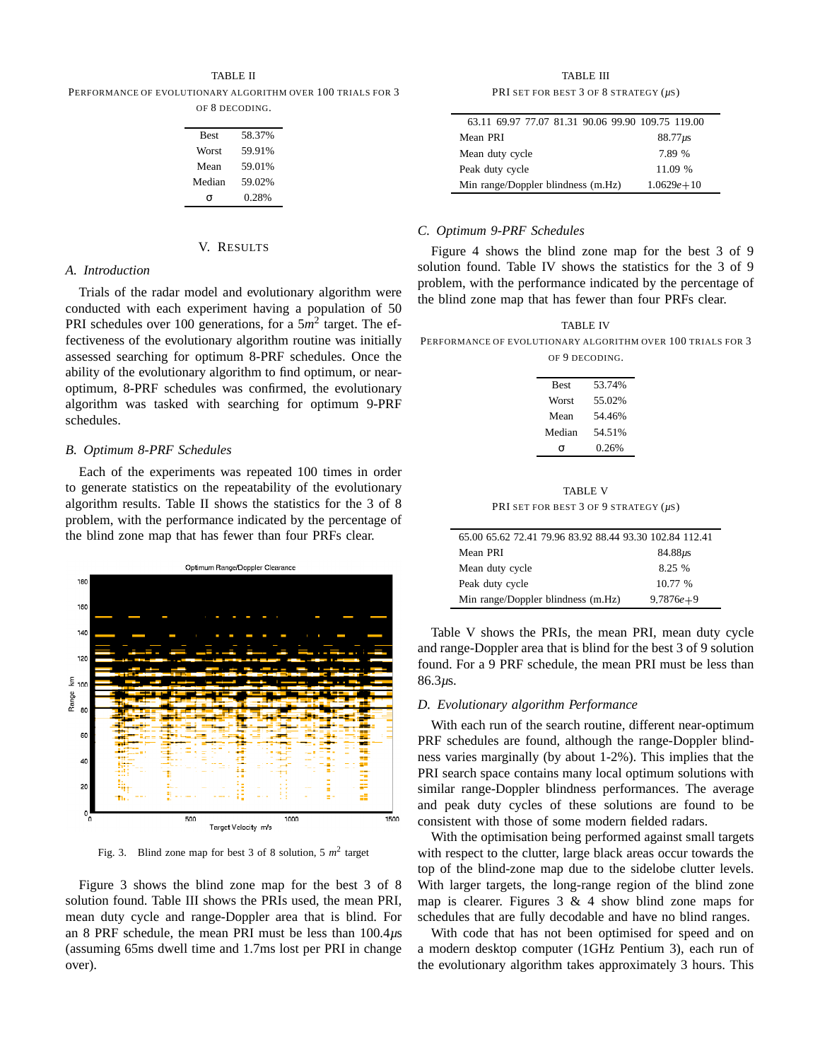TABLE II

PERFORMANCE OF EVOLUTIONARY ALGORITHM OVER 100 TRIALS FOR 3 OF 8 DECODING.

| | |
|---|---|
| Best | 58.37% |
| Worst | 59.91% |
| Mean | 59.01% |
| Median | 59.02% |
| σ | 0.28% |

## V. RESULTS

### A. Introduction

Trials of the radar model and evolutionary algorithm were conducted with each experiment having a population of 50 PRI schedules over 100 generations, for a $5m^2$ target. The effectiveness of the evolutionary algorithm routine was initially assessed searching for optimum 8-PRF schedules. Once the ability of the evolutionary algorithm to find optimum, or near-optimum, 8-PRF schedules was confirmed, the evolutionary algorithm was tasked with searching for optimum 9-PRF schedules.

### B. Optimum 8-PRF Schedules

Each of the experiments was repeated 100 times in order to generate statistics on the repeatability of the evolutionary algorithm results. Table II shows the statistics for the 3 of 8 problem, with the performance indicated by the percentage of the blind zone map that has fewer than four PRFs clear.

Optimum Range/Doppler Clearance

Range km

180
160
140
120
100
80
60
40
20
0

0
500
1000
1500

Target Velocity m/s

Fig. 3. Blind zone map for best 3 of 8 solution, 5 $m^2$ target

Figure 3 shows the blind zone map for the best 3 of 8 solution found. Table III shows the PRIs used, the mean PRI, mean duty cycle and range-Doppler area that is blind. For an 8 PRF schedule, the mean PRI must be less than 100.4$\mu$s (assuming 65ms dwell time and 1.7ms lost per PRI in change over).

TABLE III

PRI SET FOR BEST 3 OF 8 STRATEGY ($\mu$S)

| 63.11 69.97 77.07 81.31 90.06 99.90 109.75 119.00 | |
|---|---|
| Mean PRI | 88.77$\mu$s |
| Mean duty cycle | 7.89 % |
| Peak duty cycle | 11.09 % |
| Min range/Doppler blindness (m.Hz) | $1.0629e{+}10$ |

### C. Optimum 9-PRF Schedules

Figure 4 shows the blind zone map for the best 3 of 9 solution found. Table IV shows the statistics for the 3 of 9 problem, with the performance indicated by the percentage of the blind zone map that has fewer than four PRFs clear.

TABLE IV

PERFORMANCE OF EVOLUTIONARY ALGORITHM OVER 100 TRIALS FOR 3 OF 9 DECODING.

| | |
|---|---|
| Best | 53.74% |
| Worst | 55.02% |
| Mean | 54.46% |
| Median | 54.51% |
| σ | 0.26% |

TABLE V

PRI SET FOR BEST 3 OF 9 STRATEGY ($\mu$S)

| 65.00 65.62 72.41 79.96 83.92 88.44 93.30 102.84 112.41 | |
|---|---|
| Mean PRI | 84.88$\mu$s |
| Mean duty cycle | 8.25 % |
| Peak duty cycle | 10.77 % |
| Min range/Doppler blindness (m.Hz) | $9.7876e{+}9$ |

Table V shows the PRIs, the mean PRI, mean duty cycle and range-Doppler area that is blind for the best 3 of 9 solution found. For a 9 PRF schedule, the mean PRI must be less than 86.3$\mu$s.

### D. Evolutionary algorithm Performance

With each run of the search routine, different near-optimum PRF schedules are found, although the range-Doppler blindness varies marginally (by about 1-2%). This implies that the PRI search space contains many local optimum solutions with similar range-Doppler blindness performances. The average and peak duty cycles of these solutions are found to be consistent with those of some modern fielded radars.

With the optimisation being performed against small targets with respect to the clutter, large black areas occur towards the top of the blind-zone map due to the sidelobe clutter levels. With larger targets, the long-range region of the blind zone map is clearer. Figures 3 & 4 show blind zone maps for schedules that are fully decodable and have no blind ranges.

With code that has not been optimised for speed and on a modern desktop computer (1GHz Pentium 3), each run of the evolutionary algorithm takes approximately 3 hours. This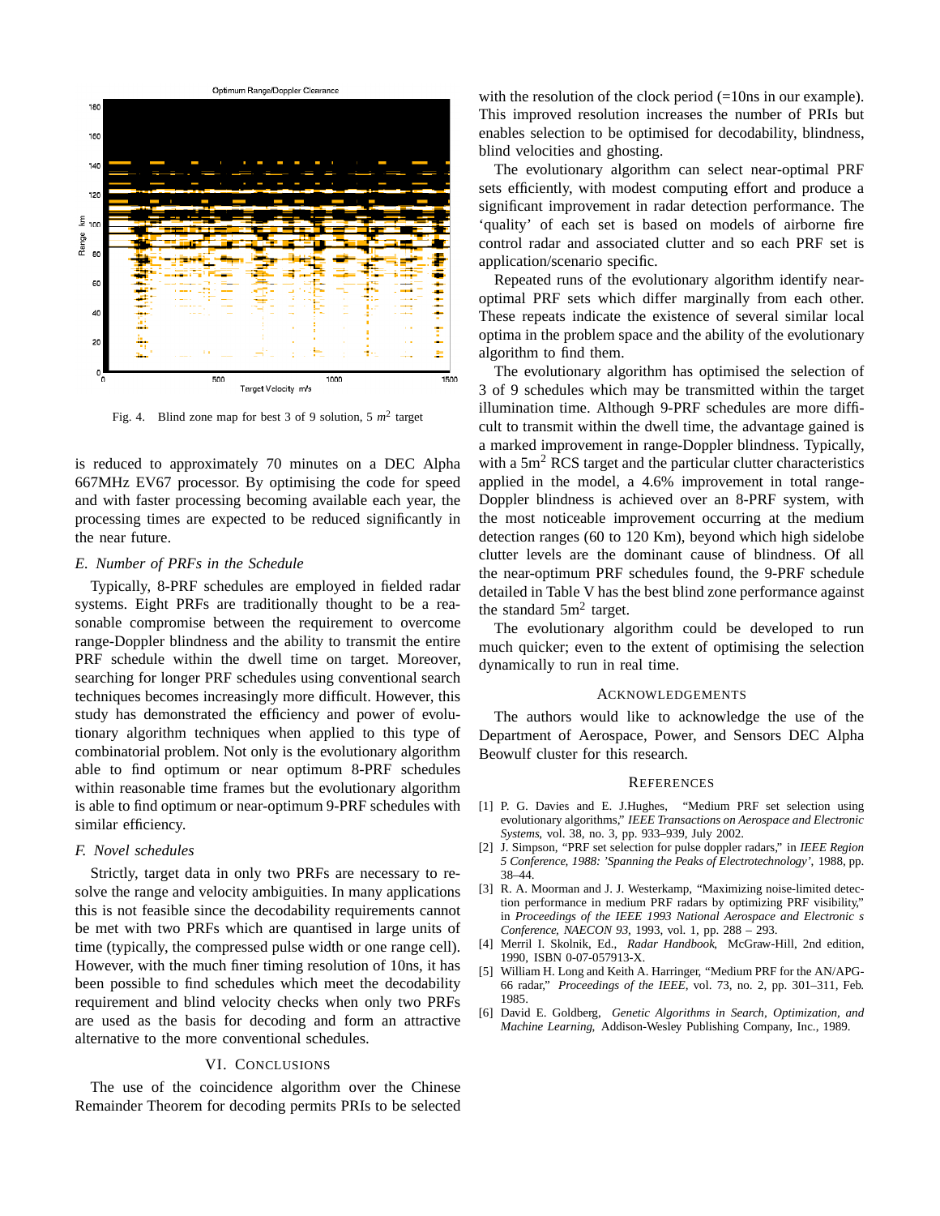Optimum Range/Doppler Clearance

180
160
140
120
100
80
60
40
20
0

Range km

0
500
1000
1500

Target Velocity m/s

Fig. 4. Blind zone map for best 3 of 9 solution, 5 $m^2$ target

is reduced to approximately 70 minutes on a DEC Alpha 667MHz EV67 processor. By optimising the code for speed and with faster processing becoming available each year, the processing times are expected to be reduced significantly in the near future.

### *E. Number of PRFs in the Schedule*

Typically, 8-PRF schedules are employed in fielded radar systems. Eight PRFs are traditionally thought to be a reasonable compromise between the requirement to overcome range-Doppler blindness and the ability to transmit the entire PRF schedule within the dwell time on target. Moreover, searching for longer PRF schedules using conventional search techniques becomes increasingly more difficult. However, this study has demonstrated the efficiency and power of evolutionary algorithm techniques when applied to this type of combinatorial problem. Not only is the evolutionary algorithm able to find optimum or near optimum 8-PRF schedules within reasonable time frames but the evolutionary algorithm is able to find optimum or near-optimum 9-PRF schedules with similar efficiency.

### *F. Novel schedules*

Strictly, target data in only two PRFs are necessary to resolve the range and velocity ambiguities. In many applications this is not feasible since the decodability requirements cannot be met with two PRFs which are quantised in large units of time (typically, the compressed pulse width or one range cell). However, with the much finer timing resolution of 10ns, it has been possible to find schedules which meet the decodability requirement and blind velocity checks when only two PRFs are used as the basis for decoding and form an attractive alternative to the more conventional schedules.

## VI. Conclusions

The use of the coincidence algorithm over the Chinese Remainder Theorem for decoding permits PRIs to be selected with the resolution of the clock period (=10ns in our example). This improved resolution increases the number of PRIs but enables selection to be optimised for decodability, blindness, blind velocities and ghosting.

The evolutionary algorithm can select near-optimal PRF sets efficiently, with modest computing effort and produce a significant improvement in radar detection performance. The 'quality' of each set is based on models of airborne fire control radar and associated clutter and so each PRF set is application/scenario specific.

Repeated runs of the evolutionary algorithm identify near-optimal PRF sets which differ marginally from each other. These repeats indicate the existence of several similar local optima in the problem space and the ability of the evolutionary algorithm to find them.

The evolutionary algorithm has optimised the selection of 3 of 9 schedules which may be transmitted within the target illumination time. Although 9-PRF schedules are more difficult to transmit within the dwell time, the advantage gained is a marked improvement in range-Doppler blindness. Typically, with a 5m$^2$ RCS target and the particular clutter characteristics applied in the model, a 4.6% improvement in total range-Doppler blindness is achieved over an 8-PRF system, with the most noticeable improvement occurring at the medium detection ranges (60 to 120 Km), beyond which high sidelobe clutter levels are the dominant cause of blindness. Of all the near-optimum PRF schedules found, the 9-PRF schedule detailed in Table V has the best blind zone performance against the standard 5m$^2$ target.

The evolutionary algorithm could be developed to run much quicker; even to the extent of optimising the selection dynamically to run in real time.

## Acknowledgements

The authors would like to acknowledge the use of the Department of Aerospace, Power, and Sensors DEC Alpha Beowulf cluster for this research.

## References

[1] P. G. Davies and E. J.Hughes, "Medium PRF set selection using evolutionary algorithms," *IEEE Transactions on Aerospace and Electronic Systems*, vol. 38, no. 3, pp. 933–939, July 2002.

[2] J. Simpson, "PRF set selection for pulse doppler radars," in *IEEE Region 5 Conference, 1988: 'Spanning the Peaks of Electrotechnology'*, 1988, pp. 38–44.

[3] R. A. Moorman and J. J. Westerkamp, "Maximizing noise-limited detection performance in medium PRF radars by optimizing PRF visibility," in *Proceedings of the IEEE 1993 National Aerospace and Electronic s Conference, NAECON 93*, 1993, vol. 1, pp. 288 – 293.

[4] Merril I. Skolnik, Ed., *Radar Handbook*, McGraw-Hill, 2nd edition, 1990, ISBN 0-07-057913-X.

[5] William H. Long and Keith A. Harringer, "Medium PRF for the AN/APG-66 radar," *Proceedings of the IEEE*, vol. 73, no. 2, pp. 301–311, Feb. 1985.

[6] David E. Goldberg, *Genetic Algorithms in Search, Optimization, and Machine Learning*, Addison-Wesley Publishing Company, Inc., 1989.